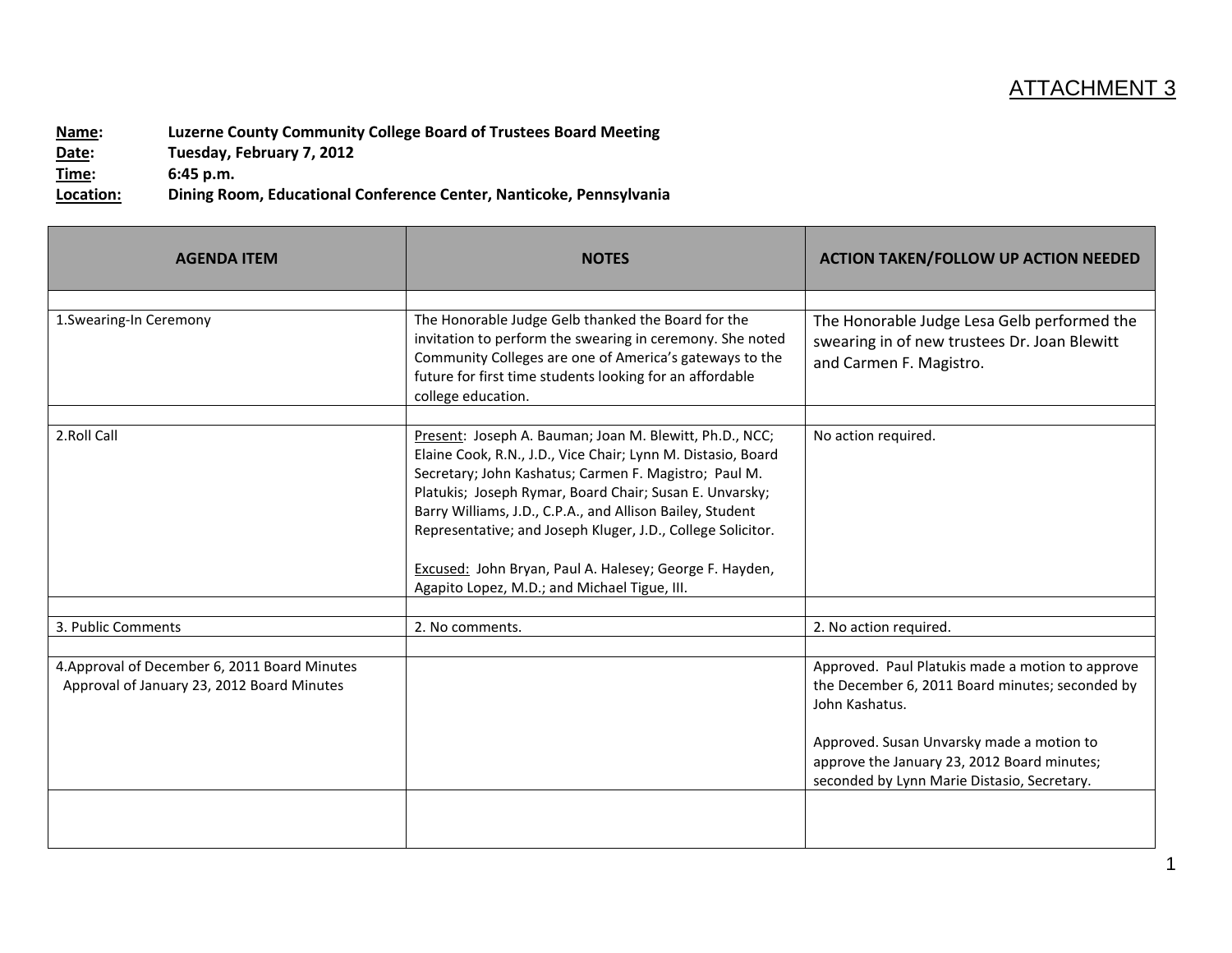ATTACHMENT 3

**Name:** Luzerne County Community College Board of Trustees Board Meeting
**Date:** Tuesday, February 7, 2012
**Time:** 6:45 p.m.
**Location:** Dining Room, Educational Conference Center, Nanticoke, Pennsylvania

| AGENDA ITEM | NOTES | ACTION TAKEN/FOLLOW UP ACTION NEEDED |
|---|---|---|
| | | |
| 1.Swearing-In Ceremony | The Honorable Judge Gelb thanked the Board for the invitation to perform the swearing in ceremony. She noted Community Colleges are one of America's gateways to the future for first time students looking for an affordable college education. | The Honorable Judge Lesa Gelb performed the swearing in of new trustees Dr. Joan Blewitt and Carmen F. Magistro. |
| | | |
| 2.Roll Call | Present: Joseph A. Bauman; Joan M. Blewitt, Ph.D., NCC; Elaine Cook, R.N., J.D., Vice Chair; Lynn M. Distasio, Board Secretary; John Kashatus; Carmen F. Magistro; Paul M. Platukis; Joseph Rymar, Board Chair; Susan E. Unvarsky; Barry Williams, J.D., C.P.A., and Allison Bailey, Student Representative; and Joseph Kluger, J.D., College Solicitor.<br><br>Excused: John Bryan, Paul A. Halesey; George F. Hayden, Agapito Lopez, M.D.; and Michael Tigue, III. | No action required. |
| | | |
| 3. Public Comments | 2. No comments. | 2. No action required. |
| | | |
| 4.Approval of December 6, 2011 Board Minutes<br>Approval of January 23, 2012 Board Minutes | | Approved. Paul Platukis made a motion to approve the December 6, 2011 Board minutes; seconded by John Kashatus.<br><br>Approved. Susan Unvarsky made a motion to approve the January 23, 2012 Board minutes; seconded by Lynn Marie Distasio, Secretary. |
| | | |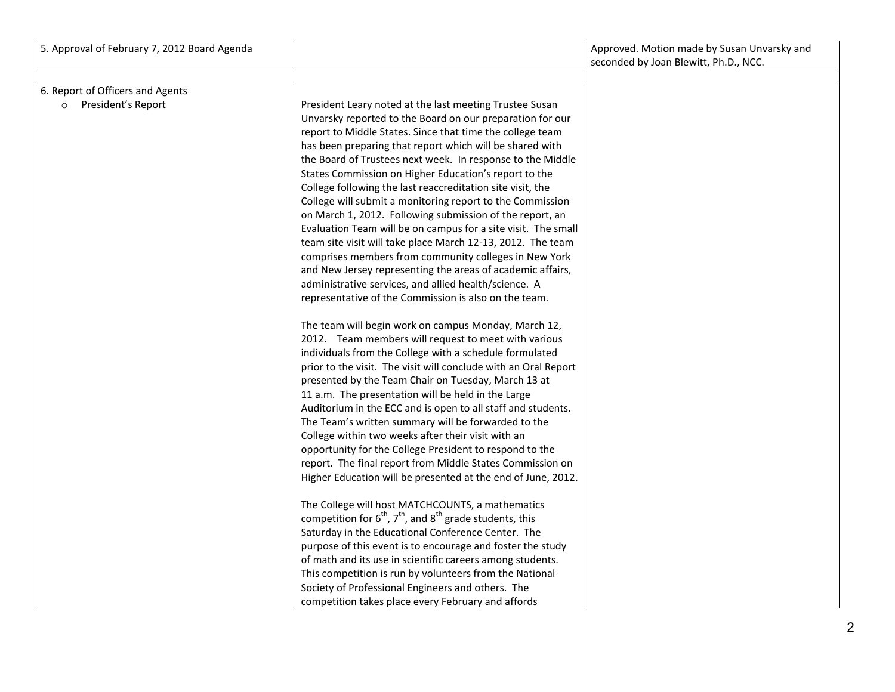| 5. Approval of February 7, 2012 Board Agenda | | Approved. Motion made by Susan Unvarsky and seconded by Joan Blewitt, Ph.D., NCC. |
|---|---|---|
| | | |
| 6. Report of Officers and Agents<br>○ President's Report | President Leary noted at the last meeting Trustee Susan Unvarsky reported to the Board on our preparation for our report to Middle States. Since that time the college team has been preparing that report which will be shared with the Board of Trustees next week. In response to the Middle States Commission on Higher Education's report to the College following the last reaccreditation site visit, the College will submit a monitoring report to the Commission on March 1, 2012. Following submission of the report, an Evaluation Team will be on campus for a site visit. The small team site visit will take place March 12-13, 2012. The team comprises members from community colleges in New York and New Jersey representing the areas of academic affairs, administrative services, and allied health/science. A representative of the Commission is also on the team.<br><br>The team will begin work on campus Monday, March 12, 2012. Team members will request to meet with various individuals from the College with a schedule formulated prior to the visit. The visit will conclude with an Oral Report presented by the Team Chair on Tuesday, March 13 at 11 a.m. The presentation will be held in the Large Auditorium in the ECC and is open to all staff and students. The Team's written summary will be forwarded to the College within two weeks after their visit with an opportunity for the College President to respond to the report. The final report from Middle States Commission on Higher Education will be presented at the end of June, 2012.<br><br>The College will host MATCHCOUNTS, a mathematics competition for 6th, 7th, and 8th grade students, this Saturday in the Educational Conference Center. The purpose of this event is to encourage and foster the study of math and its use in scientific careers among students. This competition is run by volunteers from the National Society of Professional Engineers and others. The competition takes place every February and affords | |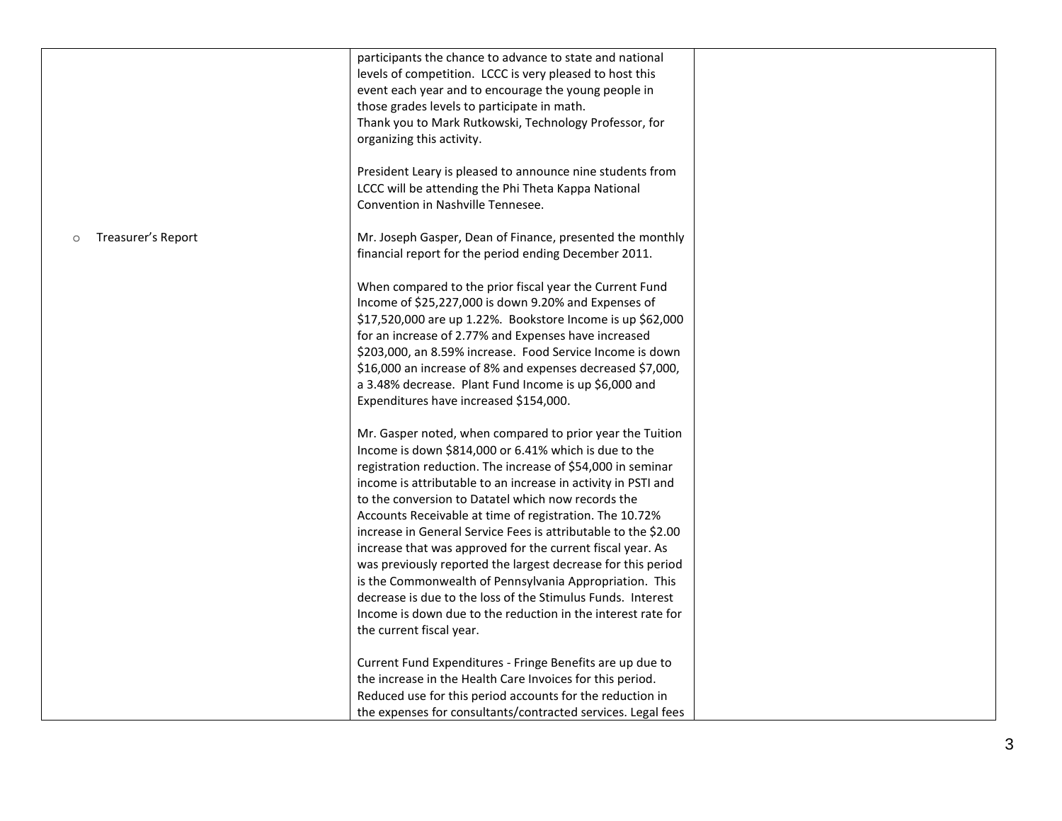| | | |
|---|---|---|
| | participants the chance to advance to state and national levels of competition. LCCC is very pleased to host this event each year and to encourage the young people in those grades levels to participate in math.<br>Thank you to Mark Rutkowski, Technology Professor, for organizing this activity.<br><br>President Leary is pleased to announce nine students from LCCC will be attending the Phi Theta Kappa National Convention in Nashville Tennesee. | |
| ○ Treasurer's Report | Mr. Joseph Gasper, Dean of Finance, presented the monthly financial report for the period ending December 2011.<br><br>When compared to the prior fiscal year the Current Fund Income of $25,227,000 is down 9.20% and Expenses of $17,520,000 are up 1.22%. Bookstore Income is up $62,000 for an increase of 2.77% and Expenses have increased $203,000, an 8.59% increase. Food Service Income is down $16,000 an increase of 8% and expenses decreased $7,000, a 3.48% decrease. Plant Fund Income is up $6,000 and Expenditures have increased $154,000.<br><br>Mr. Gasper noted, when compared to prior year the Tuition Income is down $814,000 or 6.41% which is due to the registration reduction. The increase of $54,000 in seminar income is attributable to an increase in activity in PSTI and to the conversion to Datatel which now records the Accounts Receivable at time of registration. The 10.72% increase in General Service Fees is attributable to the $2.00 increase that was approved for the current fiscal year. As was previously reported the largest decrease for this period is the Commonwealth of Pennsylvania Appropriation. This decrease is due to the loss of the Stimulus Funds. Interest Income is down due to the reduction in the interest rate for the current fiscal year.<br><br>Current Fund Expenditures - Fringe Benefits are up due to the increase in the Health Care Invoices for this period. Reduced use for this period accounts for the reduction in the expenses for consultants/contracted services. Legal fees | |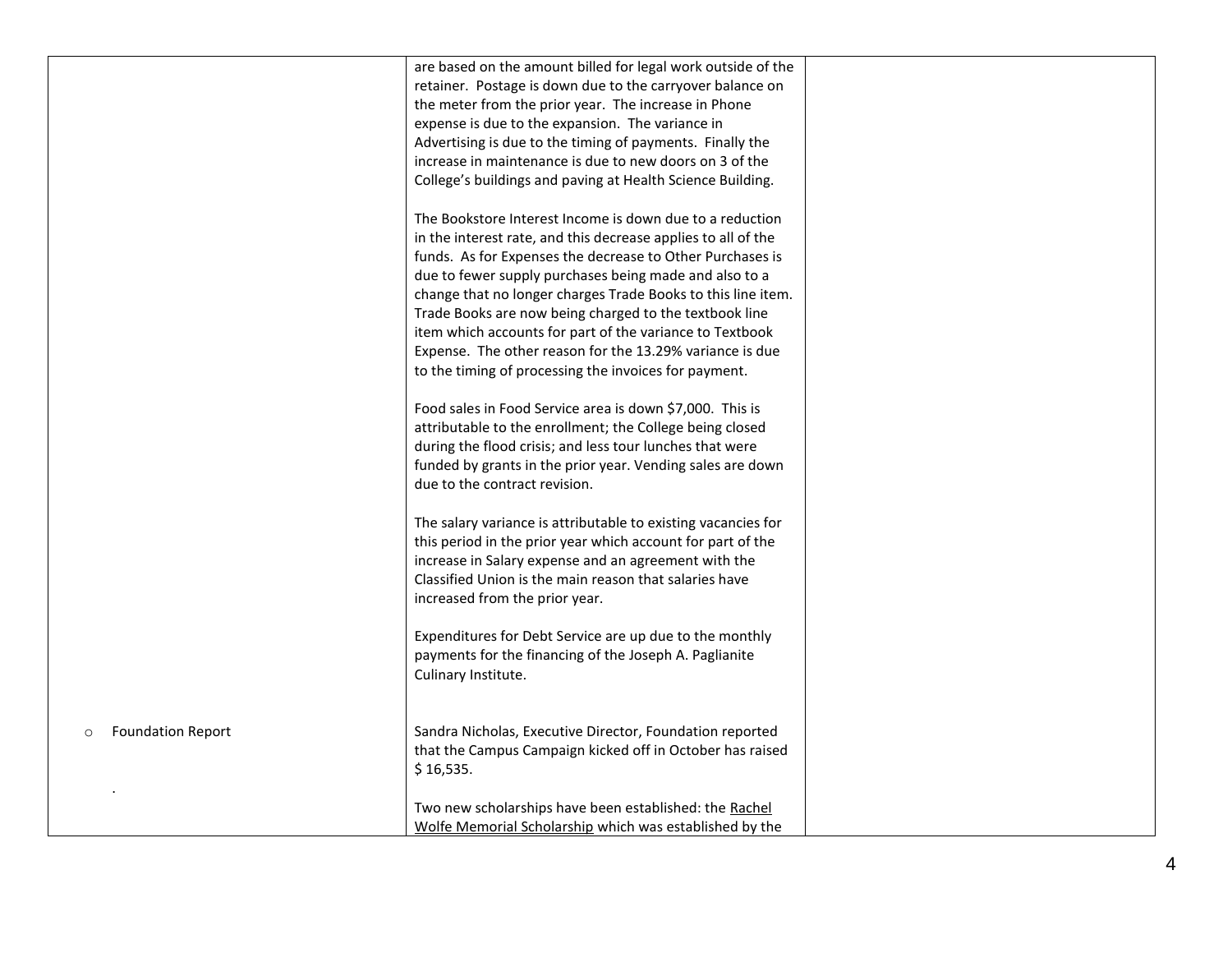| | | |
|---|---|---|
| | are based on the amount billed for legal work outside of the retainer. Postage is down due to the carryover balance on the meter from the prior year. The increase in Phone expense is due to the expansion. The variance in Advertising is due to the timing of payments. Finally the increase in maintenance is due to new doors on 3 of the College's buildings and paving at Health Science Building.<br><br>The Bookstore Interest Income is down due to a reduction in the interest rate, and this decrease applies to all of the funds. As for Expenses the decrease to Other Purchases is due to fewer supply purchases being made and also to a change that no longer charges Trade Books to this line item. Trade Books are now being charged to the textbook line item which accounts for part of the variance to Textbook Expense. The other reason for the 13.29% variance is due to the timing of processing the invoices for payment.<br><br>Food sales in Food Service area is down $7,000. This is attributable to the enrollment; the College being closed during the flood crisis; and less tour lunches that were funded by grants in the prior year. Vending sales are down due to the contract revision.<br><br>The salary variance is attributable to existing vacancies for this period in the prior year which account for part of the increase in Salary expense and an agreement with the Classified Union is the main reason that salaries have increased from the prior year.<br><br>Expenditures for Debt Service are up due to the monthly payments for the financing of the Joseph A. Paglianite Culinary Institute. | |
| ○ Foundation Report<br><br>. | Sandra Nicholas, Executive Director, Foundation reported that the Campus Campaign kicked off in October has raised $ 16,535.<br><br>Two new scholarships have been established: the <u>Rachel Wolfe Memorial Scholarship</u> which was established by the | |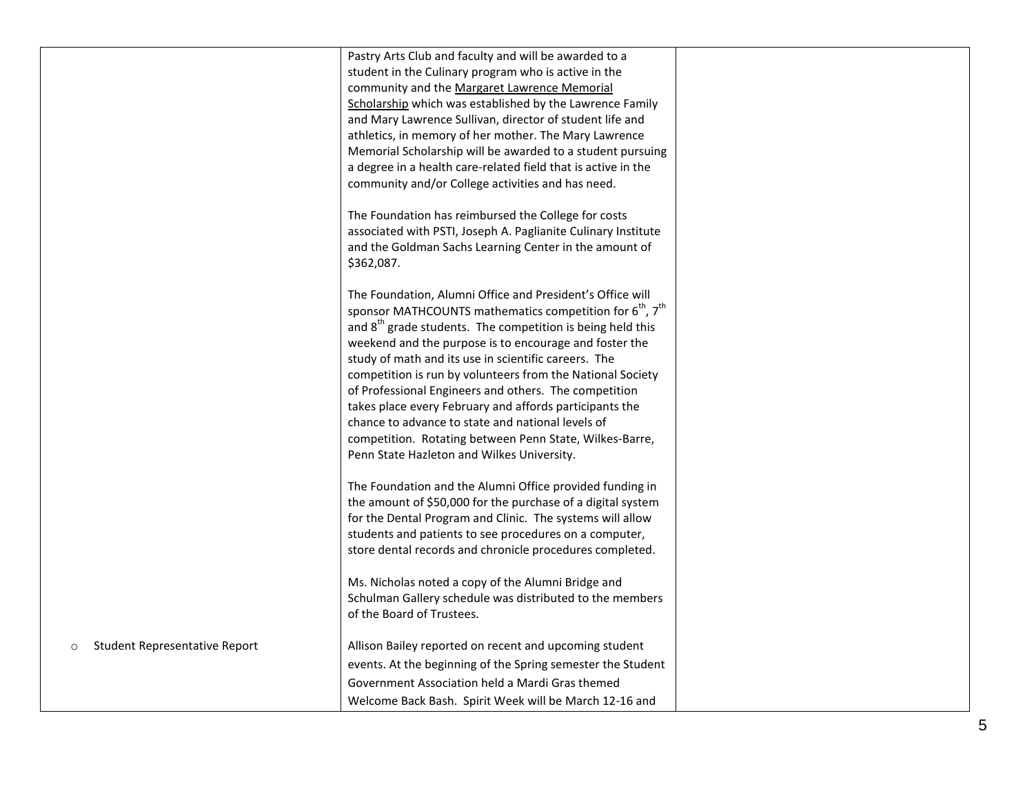| | | |
|---|---|---|
| | Pastry Arts Club and faculty and will be awarded to a student in the Culinary program who is active in the community and the Margaret Lawrence Memorial Scholarship which was established by the Lawrence Family and Mary Lawrence Sullivan, director of student life and athletics, in memory of her mother. The Mary Lawrence Memorial Scholarship will be awarded to a student pursuing a degree in a health care-related field that is active in the community and/or College activities and has need.<br><br>The Foundation has reimbursed the College for costs associated with PSTI, Joseph A. Paglianite Culinary Institute and the Goldman Sachs Learning Center in the amount of $362,087.<br><br>The Foundation, Alumni Office and President's Office will sponsor MATHCOUNTS mathematics competition for 6th, 7th and 8th grade students. The competition is being held this weekend and the purpose is to encourage and foster the study of math and its use in scientific careers. The competition is run by volunteers from the National Society of Professional Engineers and others. The competition takes place every February and affords participants the chance to advance to state and national levels of competition. Rotating between Penn State, Wilkes-Barre, Penn State Hazleton and Wilkes University.<br><br>The Foundation and the Alumni Office provided funding in the amount of $50,000 for the purchase of a digital system for the Dental Program and Clinic. The systems will allow students and patients to see procedures on a computer, store dental records and chronicle procedures completed.<br><br>Ms. Nicholas noted a copy of the Alumni Bridge and Schulman Gallery schedule was distributed to the members of the Board of Trustees. | |
| ○ Student Representative Report | Allison Bailey reported on recent and upcoming student events. At the beginning of the Spring semester the Student Government Association held a Mardi Gras themed Welcome Back Bash. Spirit Week will be March 12-16 and | |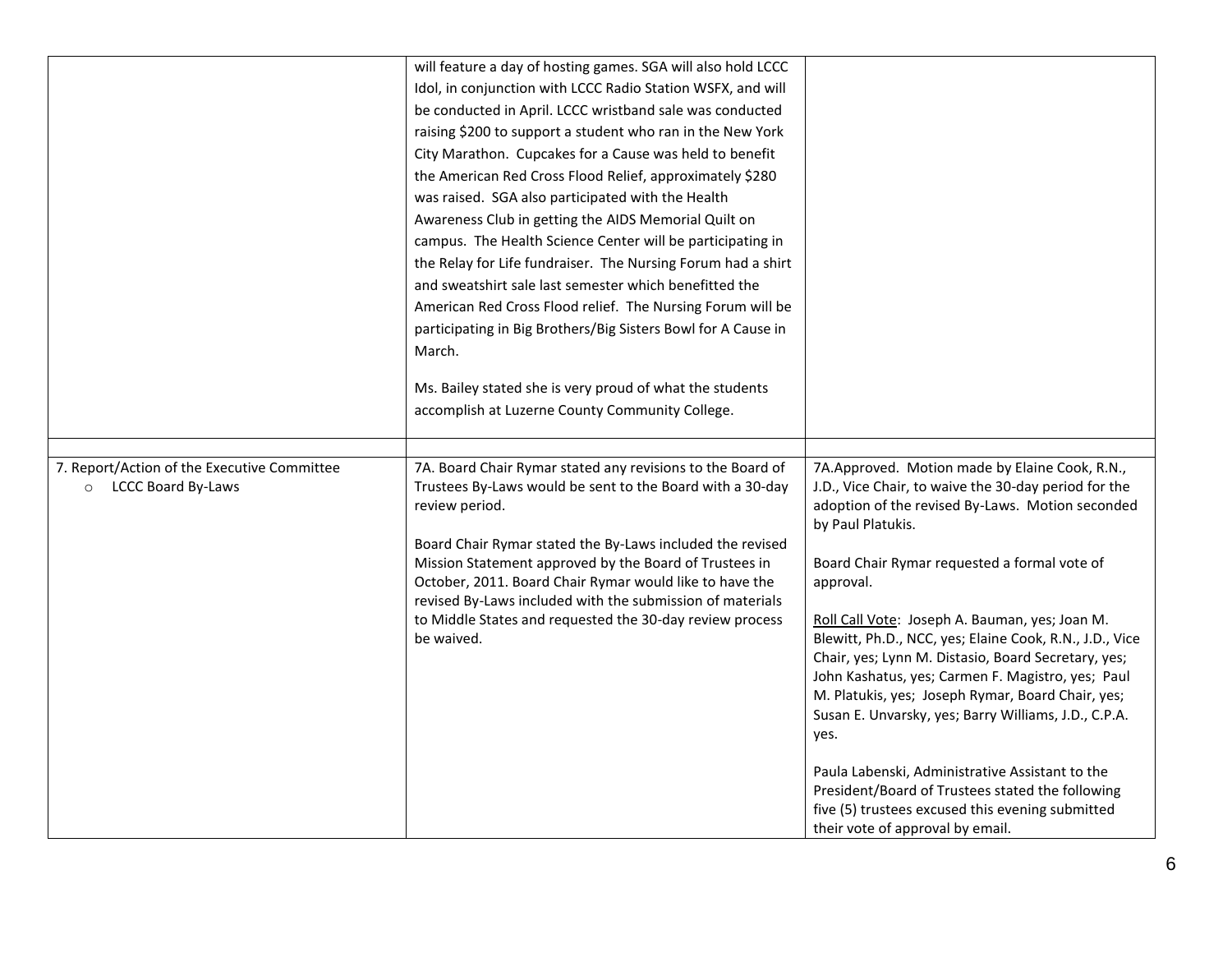| | | |
|---|---|---|
| | will feature a day of hosting games. SGA will also hold LCCC Idol, in conjunction with LCCC Radio Station WSFX, and will be conducted in April. LCCC wristband sale was conducted raising $200 to support a student who ran in the New York City Marathon. Cupcakes for a Cause was held to benefit the American Red Cross Flood Relief, approximately $280 was raised. SGA also participated with the Health Awareness Club in getting the AIDS Memorial Quilt on campus. The Health Science Center will be participating in the Relay for Life fundraiser. The Nursing Forum had a shirt and sweatshirt sale last semester which benefitted the American Red Cross Flood relief. The Nursing Forum will be participating in Big Brothers/Big Sisters Bowl for A Cause in March.<br><br>Ms. Bailey stated she is very proud of what the students accomplish at Luzerne County Community College. | |
| | | |
| 7. Report/Action of the Executive Committee<br>o LCCC Board By-Laws | 7A. Board Chair Rymar stated any revisions to the Board of Trustees By-Laws would be sent to the Board with a 30-day review period.<br><br>Board Chair Rymar stated the By-Laws included the revised Mission Statement approved by the Board of Trustees in October, 2011. Board Chair Rymar would like to have the revised By-Laws included with the submission of materials to Middle States and requested the 30-day review process be waived. | 7A.Approved. Motion made by Elaine Cook, R.N., J.D., Vice Chair, to waive the 30-day period for the adoption of the revised By-Laws. Motion seconded by Paul Platukis.<br><br>Board Chair Rymar requested a formal vote of approval.<br><br>Roll Call Vote: Joseph A. Bauman, yes; Joan M. Blewitt, Ph.D., NCC, yes; Elaine Cook, R.N., J.D., Vice Chair, yes; Lynn M. Distasio, Board Secretary, yes; John Kashatus, yes; Carmen F. Magistro, yes; Paul M. Platukis, yes; Joseph Rymar, Board Chair, yes; Susan E. Unvarsky, yes; Barry Williams, J.D., C.P.A. yes.<br><br>Paula Labenski, Administrative Assistant to the President/Board of Trustees stated the following five (5) trustees excused this evening submitted their vote of approval by email. |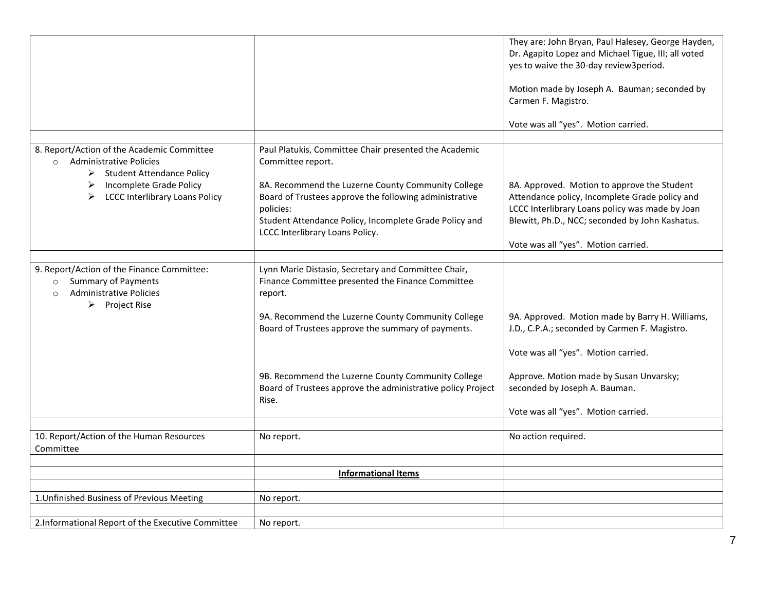| | | |
|---|---|---|
| | | They are: John Bryan, Paul Halesey, George Hayden, Dr. Agapito Lopez and Michael Tigue, III; all voted yes to waive the 30-day review3period.<br><br>Motion made by Joseph A. Bauman; seconded by Carmen F. Magistro.<br><br>Vote was all "yes". Motion carried. |
| | | |
| 8. Report/Action of the Academic Committee<br>○ Administrative Policies<br>➢ Student Attendance Policy<br>➢ Incomplete Grade Policy<br>➢ LCCC Interlibrary Loans Policy | Paul Platukis, Committee Chair presented the Academic Committee report.<br><br>8A. Recommend the Luzerne County Community College Board of Trustees approve the following administrative policies:<br>Student Attendance Policy, Incomplete Grade Policy and LCCC Interlibrary Loans Policy. | 8A. Approved. Motion to approve the Student Attendance policy, Incomplete Grade policy and LCCC Interlibrary Loans policy was made by Joan Blewitt, Ph.D., NCC; seconded by John Kashatus.<br><br>Vote was all "yes". Motion carried. |
| | | |
| 9. Report/Action of the Finance Committee:<br>○ Summary of Payments<br>○ Administrative Policies<br>➢ Project Rise | Lynn Marie Distasio, Secretary and Committee Chair, Finance Committee presented the Finance Committee report.<br><br>9A. Recommend the Luzerne County Community College Board of Trustees approve the summary of payments.<br><br>9B. Recommend the Luzerne County Community College Board of Trustees approve the administrative policy Project Rise. | 9A. Approved. Motion made by Barry H. Williams, J.D., C.P.A.; seconded by Carmen F. Magistro.<br><br>Vote was all "yes". Motion carried.<br><br>Approve. Motion made by Susan Unvarsky; seconded by Joseph A. Bauman.<br><br>Vote was all "yes". Motion carried. |
| | | |
| 10. Report/Action of the Human Resources Committee | No report. | No action required. |
| | | |
| | **<u>Informational Items</u>** | |
| | | |
| 1.Unfinished Business of Previous Meeting | No report. | |
| | | |
| 2.Informational Report of the Executive Committee | No report. | |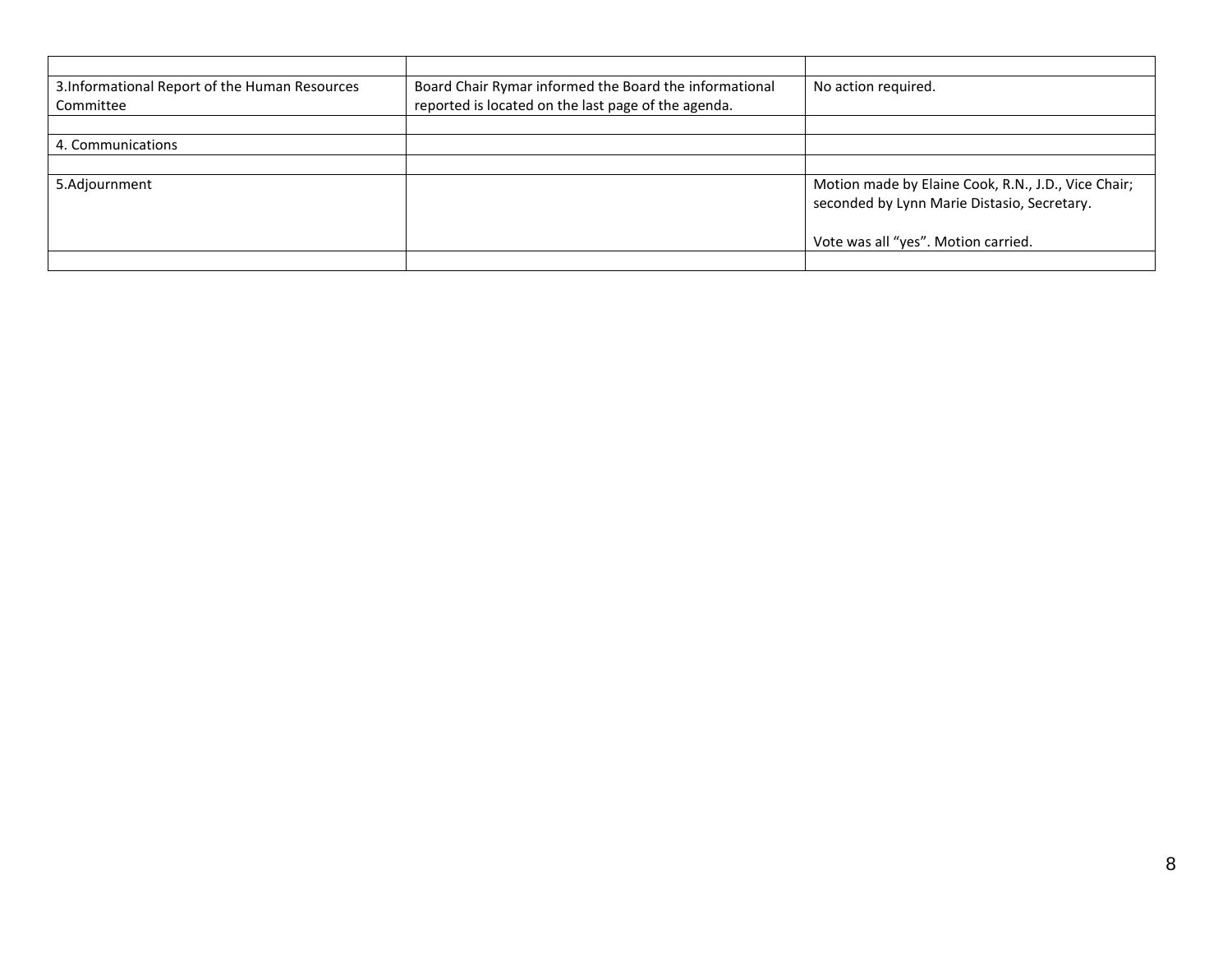| | | |
|---|---|---|
| | | |
| 3.Informational Report of the Human Resources Committee | Board Chair Rymar informed the Board the informational reported is located on the last page of the agenda. | No action required. |
| | | |
| 4. Communications | | |
| | | |
| 5.Adjournment | | Motion made by Elaine Cook, R.N., J.D., Vice Chair; seconded by Lynn Marie Distasio, Secretary.<br><br>Vote was all “yes”. Motion carried. |
| | | |